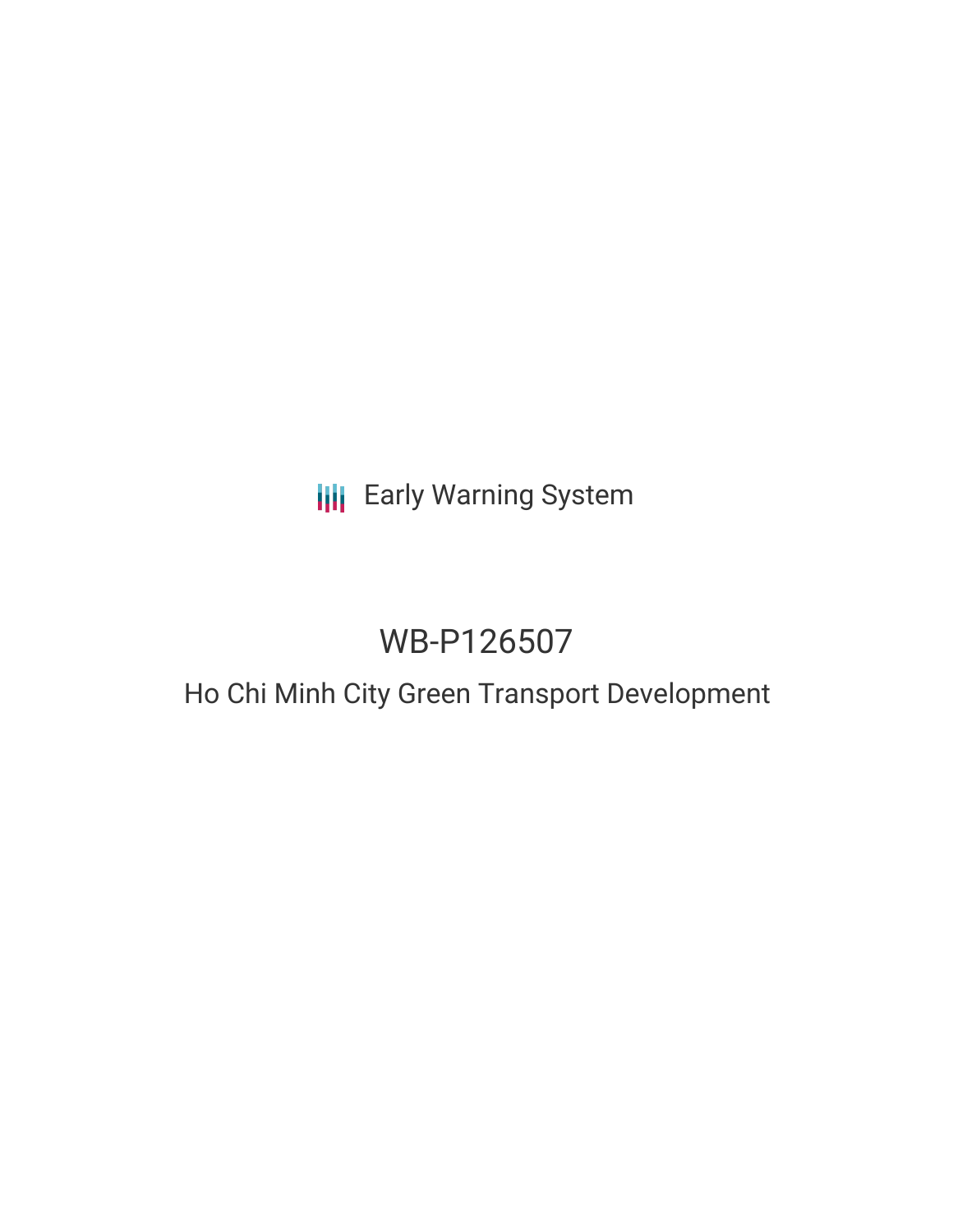Early Warning System

# WB-P126507

## Ho Chi Minh City Green Transport Development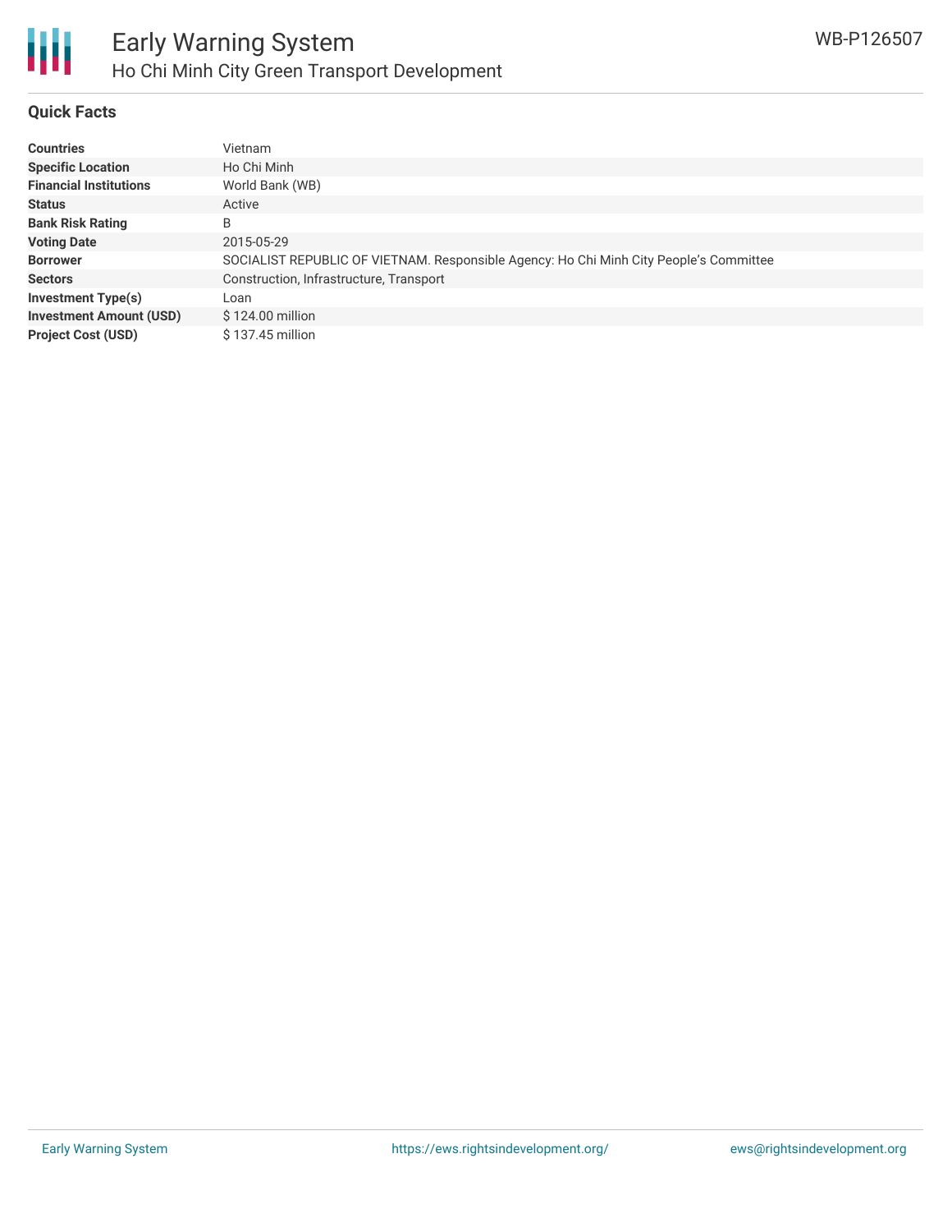# Early Warning System

## Ho Chi Minh City Green Transport Development

WB-P126507

### Quick Facts

| | |
|---|---|
| **Countries** | Vietnam |
| **Specific Location** | Ho Chi Minh |
| **Financial Institutions** | World Bank (WB) |
| **Status** | Active |
| **Bank Risk Rating** | B |
| **Voting Date** | 2015-05-29 |
| **Borrower** | SOCIALIST REPUBLIC OF VIETNAM. Responsible Agency: Ho Chi Minh City People’s Committee |
| **Sectors** | Construction, Infrastructure, Transport |
| **Investment Type(s)** | Loan |
| **Investment Amount (USD)** | $ 124.00 million |
| **Project Cost (USD)** | $ 137.45 million |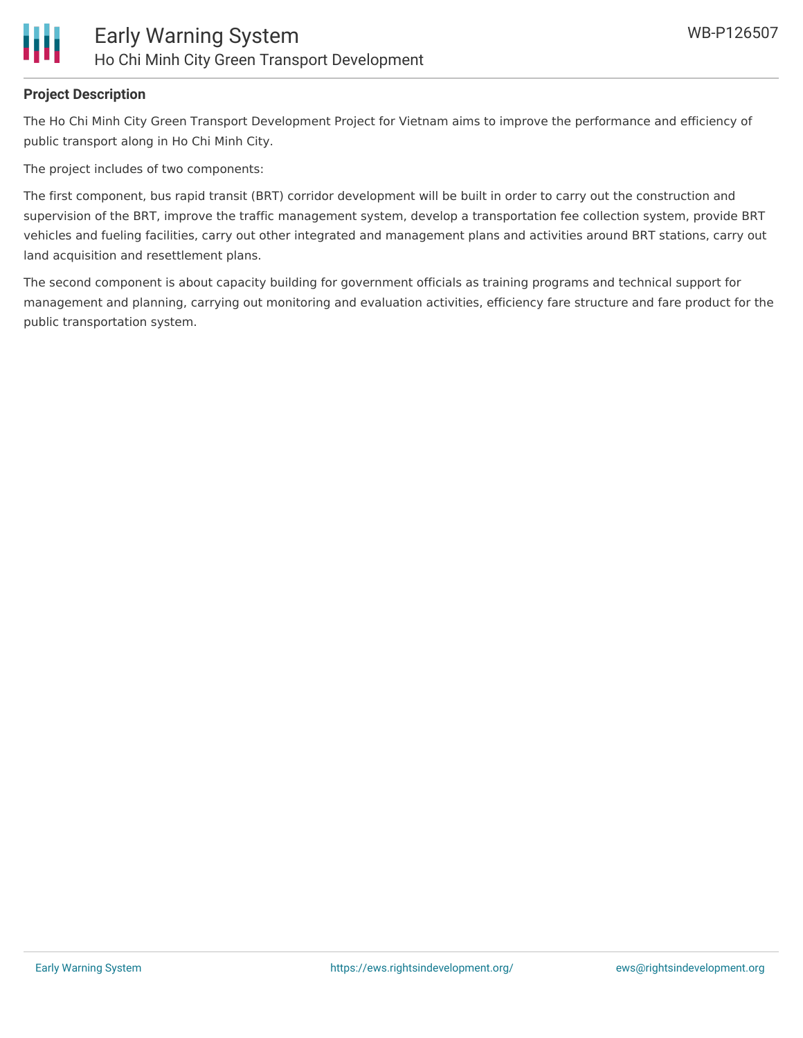**Project Description**

The Ho Chi Minh City Green Transport Development Project for Vietnam aims to improve the performance and efficiency of public transport along in Ho Chi Minh City.

The project includes of two components:

The first component, bus rapid transit (BRT) corridor development will be built in order to carry out the construction and supervision of the BRT, improve the traffic management system, develop a transportation fee collection system, provide BRT vehicles and fueling facilities, carry out other integrated and management plans and activities around BRT stations, carry out land acquisition and resettlement plans.

The second component is about capacity building for government officials as training programs and technical support for management and planning, carrying out monitoring and evaluation activities, efficiency fare structure and fare product for the public transportation system.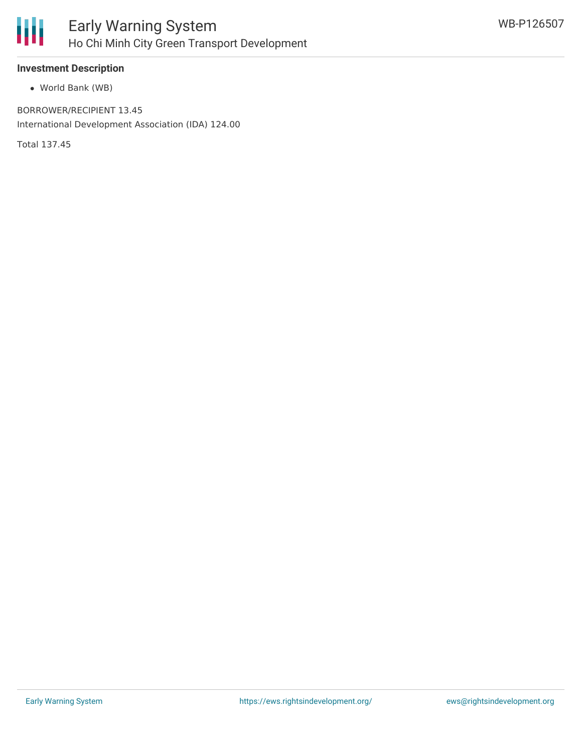### Investment Description

- World Bank (WB)

BORROWER/RECIPIENT 13.45

International Development Association (IDA) 124.00

Total 137.45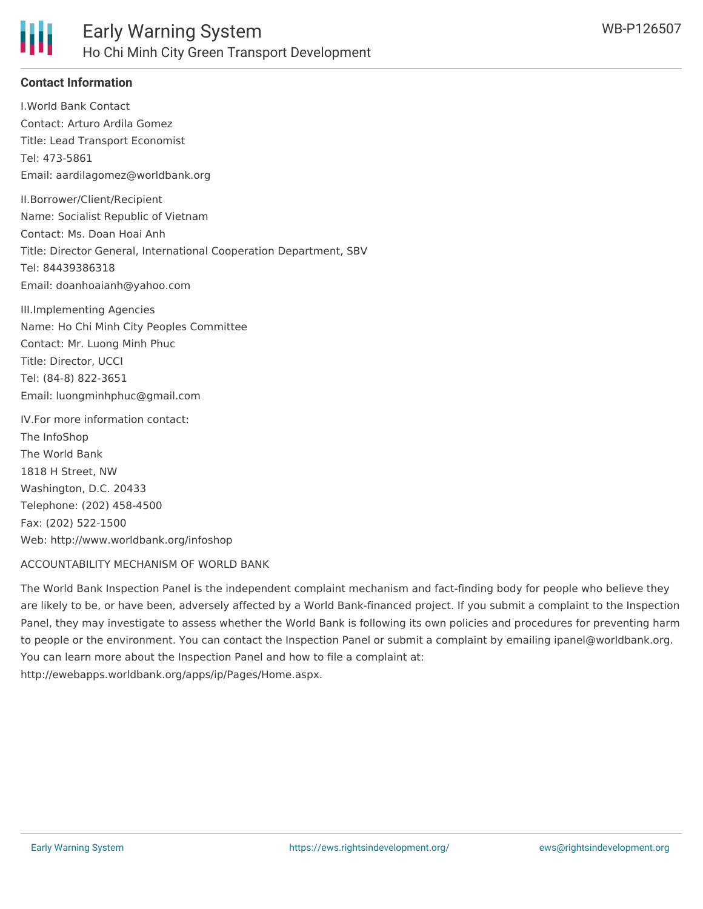## Contact Information

I.World Bank Contact
Contact: Arturo Ardila Gomez
Title: Lead Transport Economist
Tel: 473-5861
Email: aardilagomez@worldbank.org

II.Borrower/Client/Recipient
Name: Socialist Republic of Vietnam
Contact: Ms. Doan Hoai Anh
Title: Director General, International Cooperation Department, SBV
Tel: 84439386318
Email: doanhoaianh@yahoo.com

III.Implementing Agencies
Name: Ho Chi Minh City Peoples Committee
Contact: Mr. Luong Minh Phuc
Title: Director, UCCI
Tel: (84-8) 822-3651
Email: luongminhphuc@gmail.com

IV.For more information contact:
The InfoShop
The World Bank
1818 H Street, NW
Washington, D.C. 20433
Telephone: (202) 458-4500
Fax: (202) 522-1500
Web: http://www.worldbank.org/infoshop

ACCOUNTABILITY MECHANISM OF WORLD BANK

The World Bank Inspection Panel is the independent complaint mechanism and fact-finding body for people who believe they are likely to be, or have been, adversely affected by a World Bank-financed project. If you submit a complaint to the Inspection Panel, they may investigate to assess whether the World Bank is following its own policies and procedures for preventing harm to people or the environment. You can contact the Inspection Panel or submit a complaint by emailing ipanel@worldbank.org. You can learn more about the Inspection Panel and how to file a complaint at: http://ewebapps.worldbank.org/apps/ip/Pages/Home.aspx.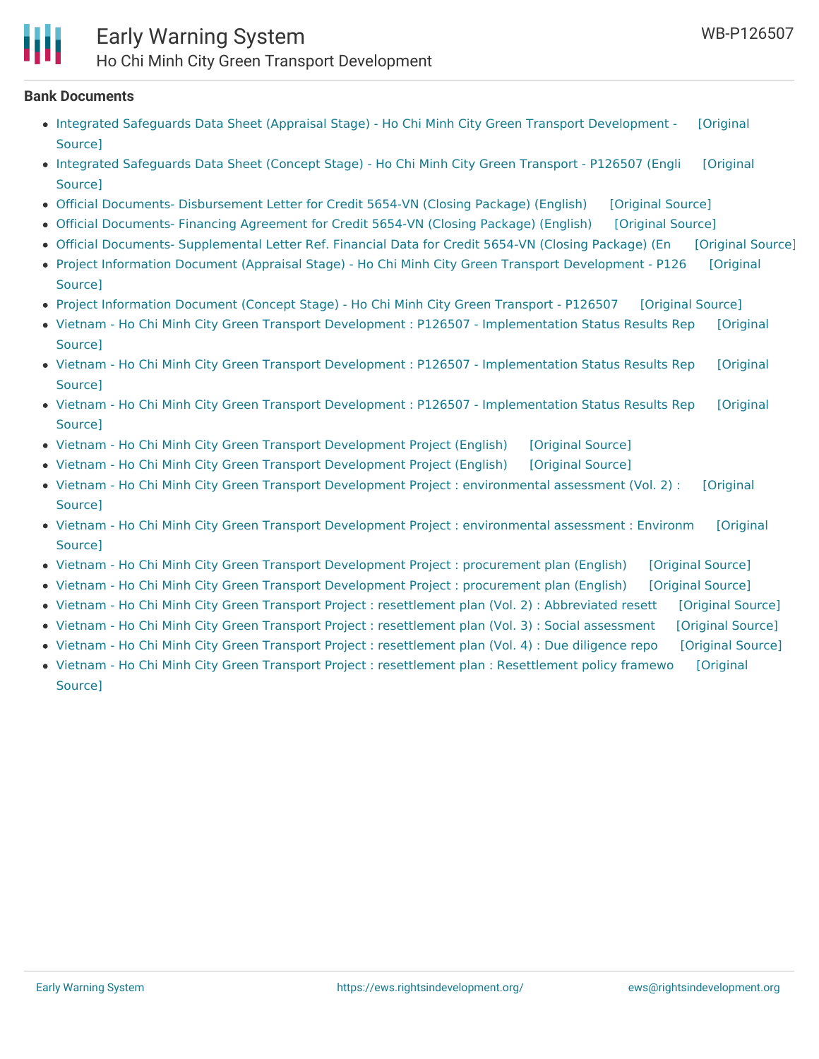**Bank Documents**

- Integrated Safeguards Data Sheet (Appraisal Stage) - Ho Chi Minh City Green Transport Development - [Original Source]
- Integrated Safeguards Data Sheet (Concept Stage) - Ho Chi Minh City Green Transport - P126507 (Engli [Original Source]
- Official Documents- Disbursement Letter for Credit 5654-VN (Closing Package) (English) [Original Source]
- Official Documents- Financing Agreement for Credit 5654-VN (Closing Package) (English) [Original Source]
- Official Documents- Supplemental Letter Ref. Financial Data for Credit 5654-VN (Closing Package) (En [Original Source]
- Project Information Document (Appraisal Stage) - Ho Chi Minh City Green Transport Development - P126 [Original Source]
- Project Information Document (Concept Stage) - Ho Chi Minh City Green Transport - P126507 [Original Source]
- Vietnam - Ho Chi Minh City Green Transport Development : P126507 - Implementation Status Results Rep [Original Source]
- Vietnam - Ho Chi Minh City Green Transport Development : P126507 - Implementation Status Results Rep [Original Source]
- Vietnam - Ho Chi Minh City Green Transport Development : P126507 - Implementation Status Results Rep [Original Source]
- Vietnam - Ho Chi Minh City Green Transport Development Project (English) [Original Source]
- Vietnam - Ho Chi Minh City Green Transport Development Project (English) [Original Source]
- Vietnam - Ho Chi Minh City Green Transport Development Project : environmental assessment (Vol. 2) : [Original Source]
- Vietnam - Ho Chi Minh City Green Transport Development Project : environmental assessment : Environm [Original Source]
- Vietnam - Ho Chi Minh City Green Transport Development Project : procurement plan (English) [Original Source]
- Vietnam - Ho Chi Minh City Green Transport Development Project : procurement plan (English) [Original Source]
- Vietnam - Ho Chi Minh City Green Transport Project : resettlement plan (Vol. 2) : Abbreviated resett [Original Source]
- Vietnam - Ho Chi Minh City Green Transport Project : resettlement plan (Vol. 3) : Social assessment [Original Source]
- Vietnam - Ho Chi Minh City Green Transport Project : resettlement plan (Vol. 4) : Due diligence repo [Original Source]
- Vietnam - Ho Chi Minh City Green Transport Project : resettlement plan : Resettlement policy framewo [Original Source]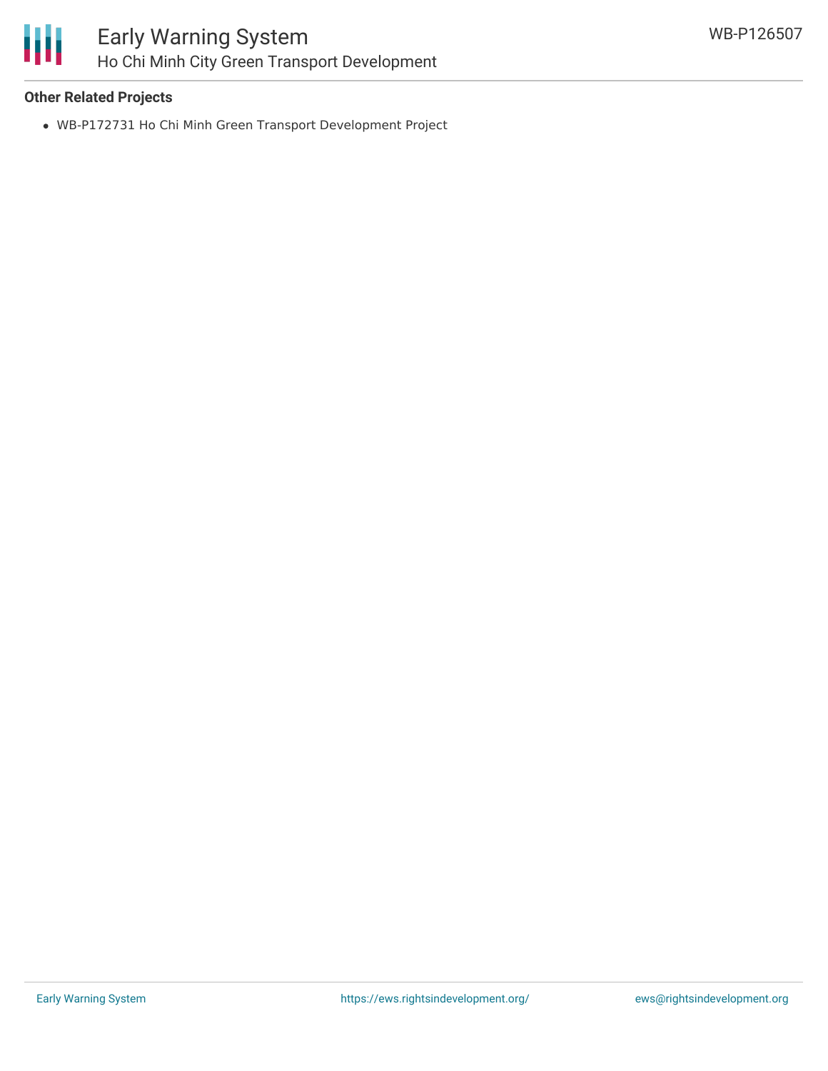**Other Related Projects**

- WB-P172731 Ho Chi Minh Green Transport Development Project